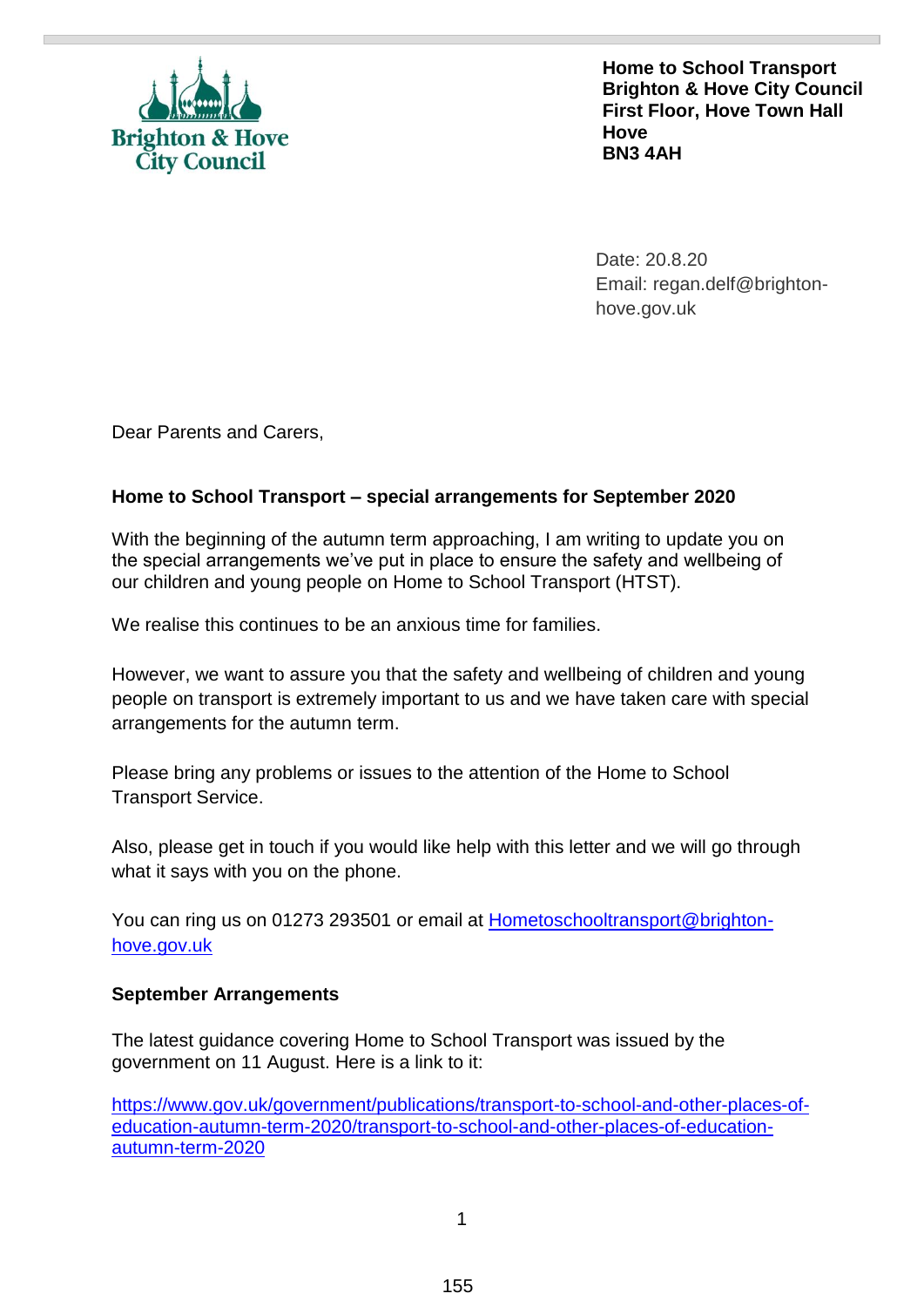**Home to School Transport**
**Brighton & Hove City Council**
**First Floor, Hove Town Hall**
**Hove**
**BN3 4AH**

Date: 20.8.20
Email: regan.delf@brighton-hove.gov.uk

Dear Parents and Carers,

**Home to School Transport – special arrangements for September 2020**

With the beginning of the autumn term approaching, I am writing to update you on the special arrangements we've put in place to ensure the safety and wellbeing of our children and young people on Home to School Transport (HTST).

We realise this continues to be an anxious time for families.

However, we want to assure you that the safety and wellbeing of children and young people on transport is extremely important to us and we have taken care with special arrangements for the autumn term.

Please bring any problems or issues to the attention of the Home to School Transport Service.

Also, please get in touch if you would like help with this letter and we will go through what it says with you on the phone.

You can ring us on 01273 293501 or email at Hometoschooltransport@brighton-hove.gov.uk

**September Arrangements**

The latest guidance covering Home to School Transport was issued by the government on 11 August. Here is a link to it:

https://www.gov.uk/government/publications/transport-to-school-and-other-places-of-education-autumn-term-2020/transport-to-school-and-other-places-of-education-autumn-term-2020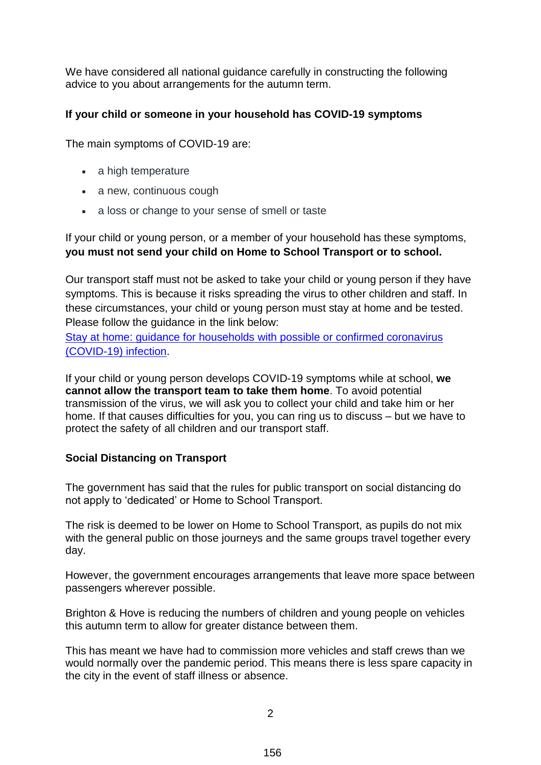We have considered all national guidance carefully in constructing the following advice to you about arrangements for the autumn term.

**If your child or someone in your household has COVID-19 symptoms**

The main symptoms of COVID-19 are:

- a high temperature
- a new, continuous cough
- a loss or change to your sense of smell or taste

If your child or young person, or a member of your household has these symptoms, **you must not send your child on Home to School Transport or to school.**

Our transport staff must not be asked to take your child or young person if they have symptoms. This is because it risks spreading the virus to other children and staff. In these circumstances, your child or young person must stay at home and be tested. Please follow the guidance in the link below:
[Stay at home: guidance for households with possible or confirmed coronavirus (COVID-19) infection].

If your child or young person develops COVID-19 symptoms while at school, **we cannot allow the transport team to take them home**. To avoid potential transmission of the virus, we will ask you to collect your child and take him or her home. If that causes difficulties for you, you can ring us to discuss – but we have to protect the safety of all children and our transport staff.

**Social Distancing on Transport**

The government has said that the rules for public transport on social distancing do not apply to 'dedicated' or Home to School Transport.

The risk is deemed to be lower on Home to School Transport, as pupils do not mix with the general public on those journeys and the same groups travel together every day.

However, the government encourages arrangements that leave more space between passengers wherever possible.

Brighton & Hove is reducing the numbers of children and young people on vehicles this autumn term to allow for greater distance between them.

This has meant we have had to commission more vehicles and staff crews than we would normally over the pandemic period. This means there is less spare capacity in the city in the event of staff illness or absence.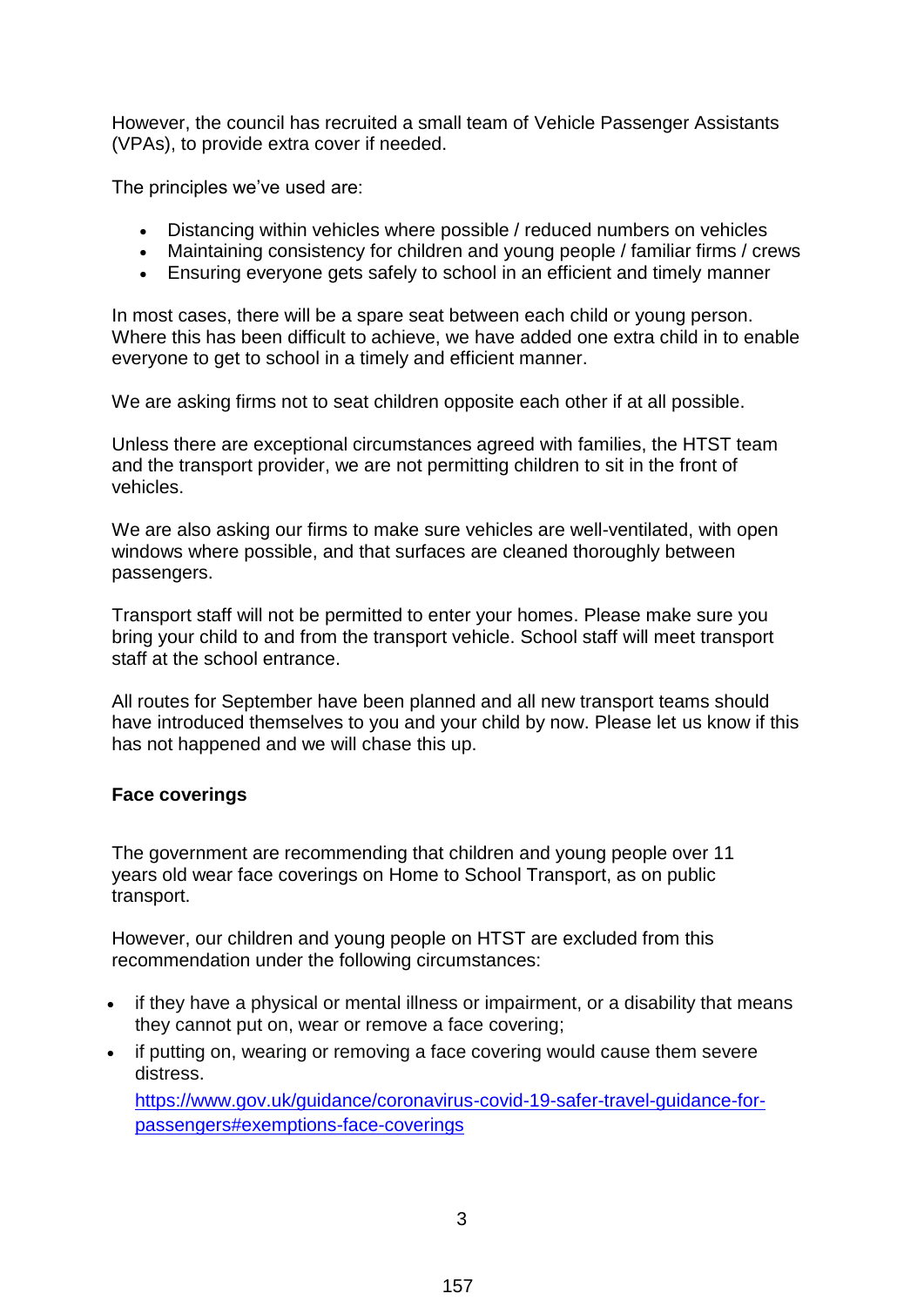However, the council has recruited a small team of Vehicle Passenger Assistants (VPAs), to provide extra cover if needed.

The principles we've used are:

- Distancing within vehicles where possible / reduced numbers on vehicles
- Maintaining consistency for children and young people / familiar firms / crews
- Ensuring everyone gets safely to school in an efficient and timely manner

In most cases, there will be a spare seat between each child or young person. Where this has been difficult to achieve, we have added one extra child in to enable everyone to get to school in a timely and efficient manner.

We are asking firms not to seat children opposite each other if at all possible.

Unless there are exceptional circumstances agreed with families, the HTST team and the transport provider, we are not permitting children to sit in the front of vehicles.

We are also asking our firms to make sure vehicles are well-ventilated, with open windows where possible, and that surfaces are cleaned thoroughly between passengers.

Transport staff will not be permitted to enter your homes. Please make sure you bring your child to and from the transport vehicle. School staff will meet transport staff at the school entrance.

All routes for September have been planned and all new transport teams should have introduced themselves to you and your child by now. Please let us know if this has not happened and we will chase this up.

**Face coverings**

The government are recommending that children and young people over 11 years old wear face coverings on Home to School Transport, as on public transport.

However, our children and young people on HTST are excluded from this recommendation under the following circumstances:

- if they have a physical or mental illness or impairment, or a disability that means they cannot put on, wear or remove a face covering;
- if putting on, wearing or removing a face covering would cause them severe distress.

  [https://www.gov.uk/guidance/coronavirus-covid-19-safer-travel-guidance-for-passengers#exemptions-face-coverings](https://www.gov.uk/guidance/coronavirus-covid-19-safer-travel-guidance-for-passengers#exemptions-face-coverings)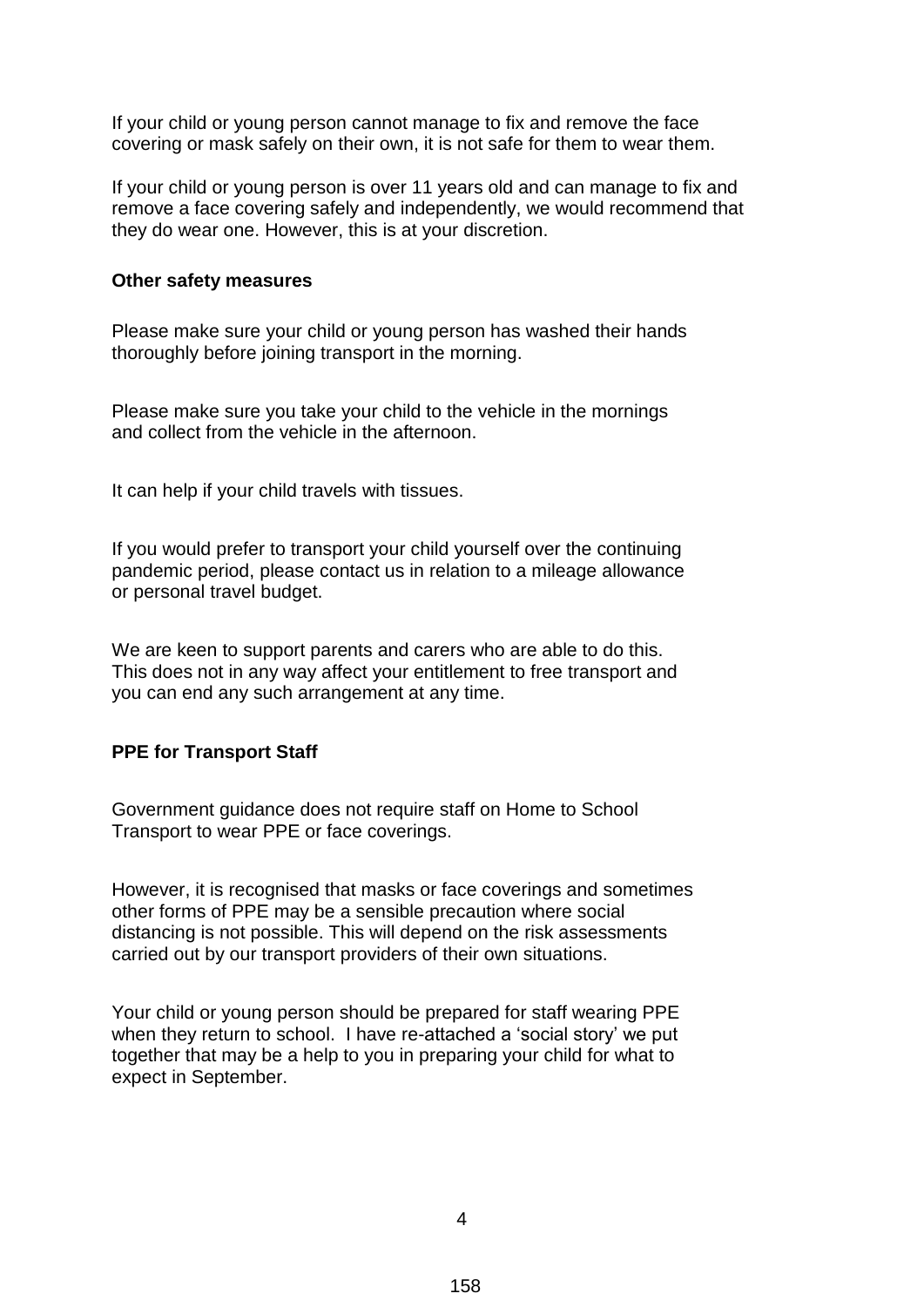If your child or young person cannot manage to fix and remove the face covering or mask safely on their own, it is not safe for them to wear them.

If your child or young person is over 11 years old and can manage to fix and remove a face covering safely and independently, we would recommend that they do wear one. However, this is at your discretion.

**Other safety measures**

Please make sure your child or young person has washed their hands thoroughly before joining transport in the morning.

Please make sure you take your child to the vehicle in the mornings and collect from the vehicle in the afternoon.

It can help if your child travels with tissues.

If you would prefer to transport your child yourself over the continuing pandemic period, please contact us in relation to a mileage allowance or personal travel budget.

We are keen to support parents and carers who are able to do this. This does not in any way affect your entitlement to free transport and you can end any such arrangement at any time.

**PPE for Transport Staff**

Government guidance does not require staff on Home to School Transport to wear PPE or face coverings.

However, it is recognised that masks or face coverings and sometimes other forms of PPE may be a sensible precaution where social distancing is not possible. This will depend on the risk assessments carried out by our transport providers of their own situations.

Your child or young person should be prepared for staff wearing PPE when they return to school. I have re-attached a 'social story' we put together that may be a help to you in preparing your child for what to expect in September.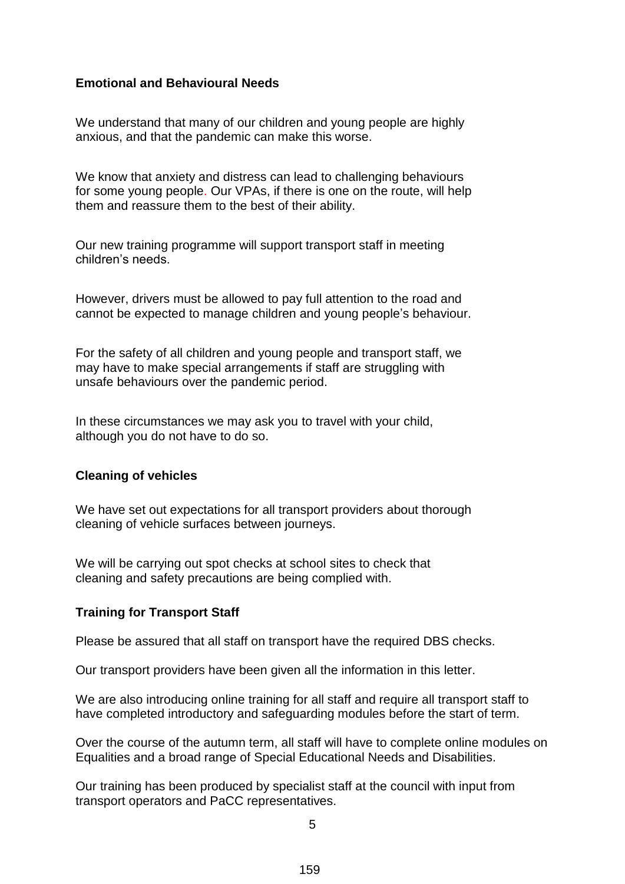**Emotional and Behavioural Needs**

We understand that many of our children and young people are highly anxious, and that the pandemic can make this worse.

We know that anxiety and distress can lead to challenging behaviours for some young people. Our VPAs, if there is one on the route, will help them and reassure them to the best of their ability.

Our new training programme will support transport staff in meeting children's needs.

However, drivers must be allowed to pay full attention to the road and cannot be expected to manage children and young people's behaviour.

For the safety of all children and young people and transport staff, we may have to make special arrangements if staff are struggling with unsafe behaviours over the pandemic period.

In these circumstances we may ask you to travel with your child, although you do not have to do so.

**Cleaning of vehicles**

We have set out expectations for all transport providers about thorough cleaning of vehicle surfaces between journeys.

We will be carrying out spot checks at school sites to check that cleaning and safety precautions are being complied with.

**Training for Transport Staff**

Please be assured that all staff on transport have the required DBS checks.

Our transport providers have been given all the information in this letter.

We are also introducing online training for all staff and require all transport staff to have completed introductory and safeguarding modules before the start of term.

Over the course of the autumn term, all staff will have to complete online modules on Equalities and a broad range of Special Educational Needs and Disabilities.

Our training has been produced by specialist staff at the council with input from transport operators and PaCC representatives.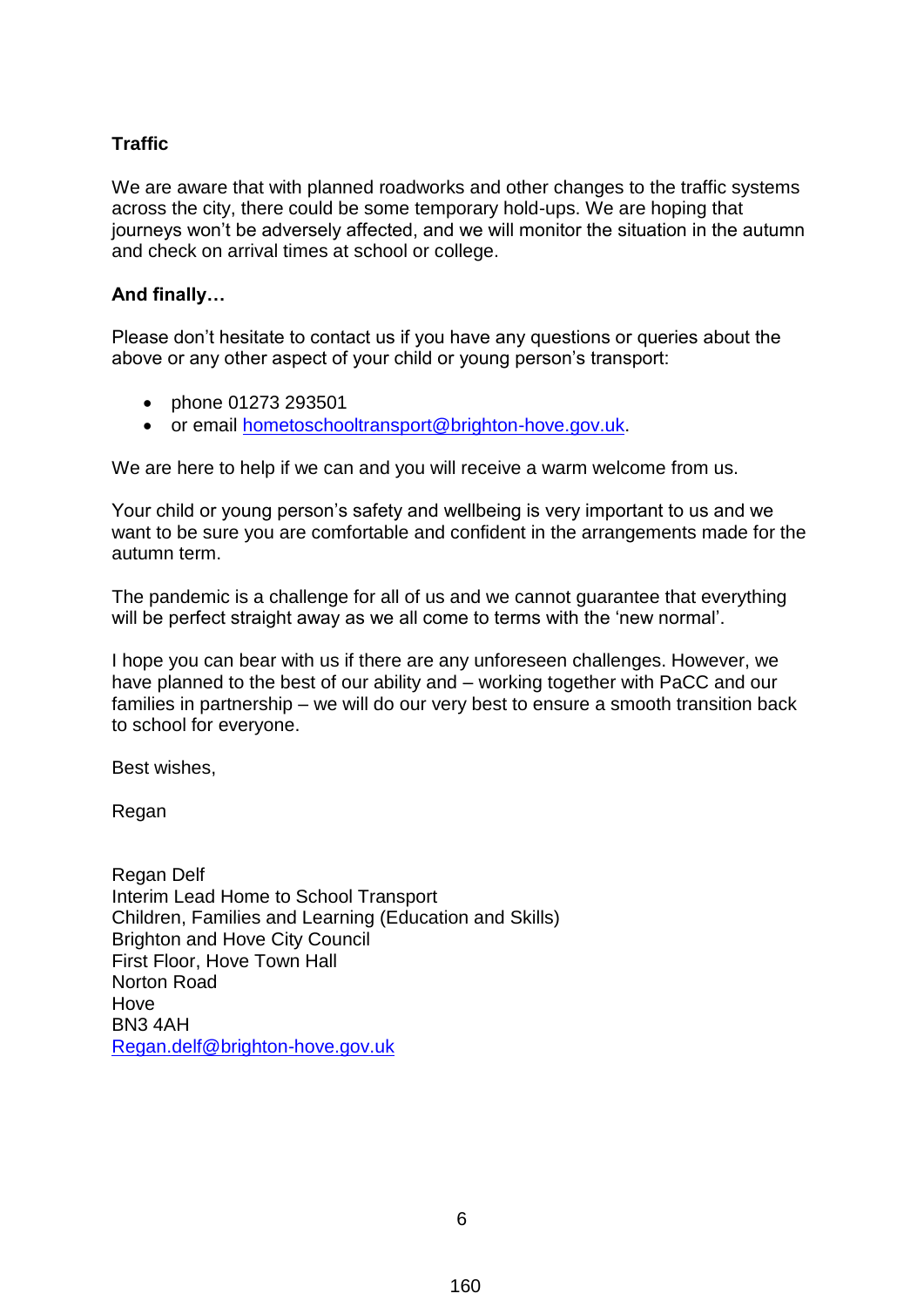**Traffic**

We are aware that with planned roadworks and other changes to the traffic systems across the city, there could be some temporary hold-ups. We are hoping that journeys won't be adversely affected, and we will monitor the situation in the autumn and check on arrival times at school or college.

**And finally…**

Please don't hesitate to contact us if you have any questions or queries about the above or any other aspect of your child or young person's transport:

- phone 01273 293501
- or email hometoschooltransport@brighton-hove.gov.uk.

We are here to help if we can and you will receive a warm welcome from us.

Your child or young person's safety and wellbeing is very important to us and we want to be sure you are comfortable and confident in the arrangements made for the autumn term.

The pandemic is a challenge for all of us and we cannot guarantee that everything will be perfect straight away as we all come to terms with the 'new normal'.

I hope you can bear with us if there are any unforeseen challenges. However, we have planned to the best of our ability and – working together with PaCC and our families in partnership – we will do our very best to ensure a smooth transition back to school for everyone.

Best wishes,

Regan

Regan Delf
Interim Lead Home to School Transport
Children, Families and Learning (Education and Skills)
Brighton and Hove City Council
First Floor, Hove Town Hall
Norton Road
Hove
BN3 4AH
Regan.delf@brighton-hove.gov.uk